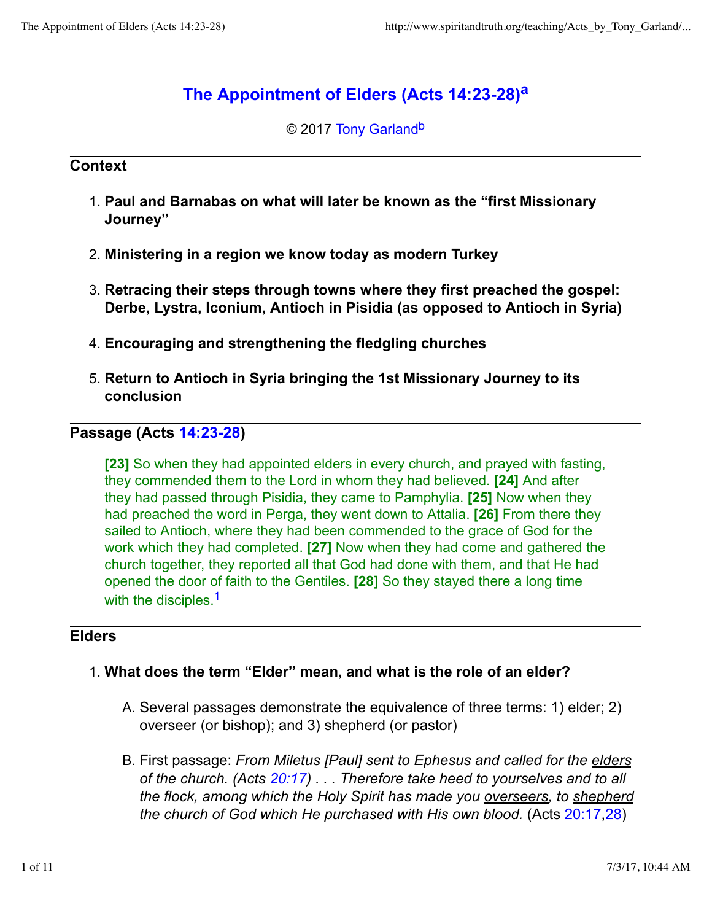# The Appointment of Elders (Acts 14:23-28)[a]

© 2017 Tony Garland[b]

## Context

1. **Paul and Barnabas on what will later be known as the "first Missionary Journey"**
2. **Ministering in a region we know today as modern Turkey**
3. **Retracing their steps through towns where they first preached the gospel: Derbe, Lystra, Iconium, Antioch in Pisidia (as opposed to Antioch in Syria)**
4. **Encouraging and strengthening the fledgling churches**
5. **Return to Antioch in Syria bringing the 1st Missionary Journey to its conclusion**

## Passage (Acts 14:23-28)

> **[23]** So when they had appointed elders in every church, and prayed with fasting, they commended them to the Lord in whom they had believed. **[24]** And after they had passed through Pisidia, they came to Pamphylia. **[25]** Now when they had preached the word in Perga, they went down to Attalia. **[26]** From there they sailed to Antioch, where they had been commended to the grace of God for the work which they had completed. **[27]** Now when they had come and gathered the church together, they reported all that God had done with them, and that He had opened the door of faith to the Gentiles. **[28]** So they stayed there a long time with the disciples.[1]

## Elders

1. **What does the term "Elder" mean, and what is the role of an elder?**
   - A. Several passages demonstrate the equivalence of three terms: 1) elder; 2) overseer (or bishop); and 3) shepherd (or pastor)
   - B. First passage: *From Miletus [Paul] sent to Ephesus and called for the elders of the church. (Acts 20:17) . . . Therefore take heed to yourselves and to all the flock, among which the Holy Spirit has made you overseers, to shepherd the church of God which He purchased with His own blood.* (Acts 20:17,28)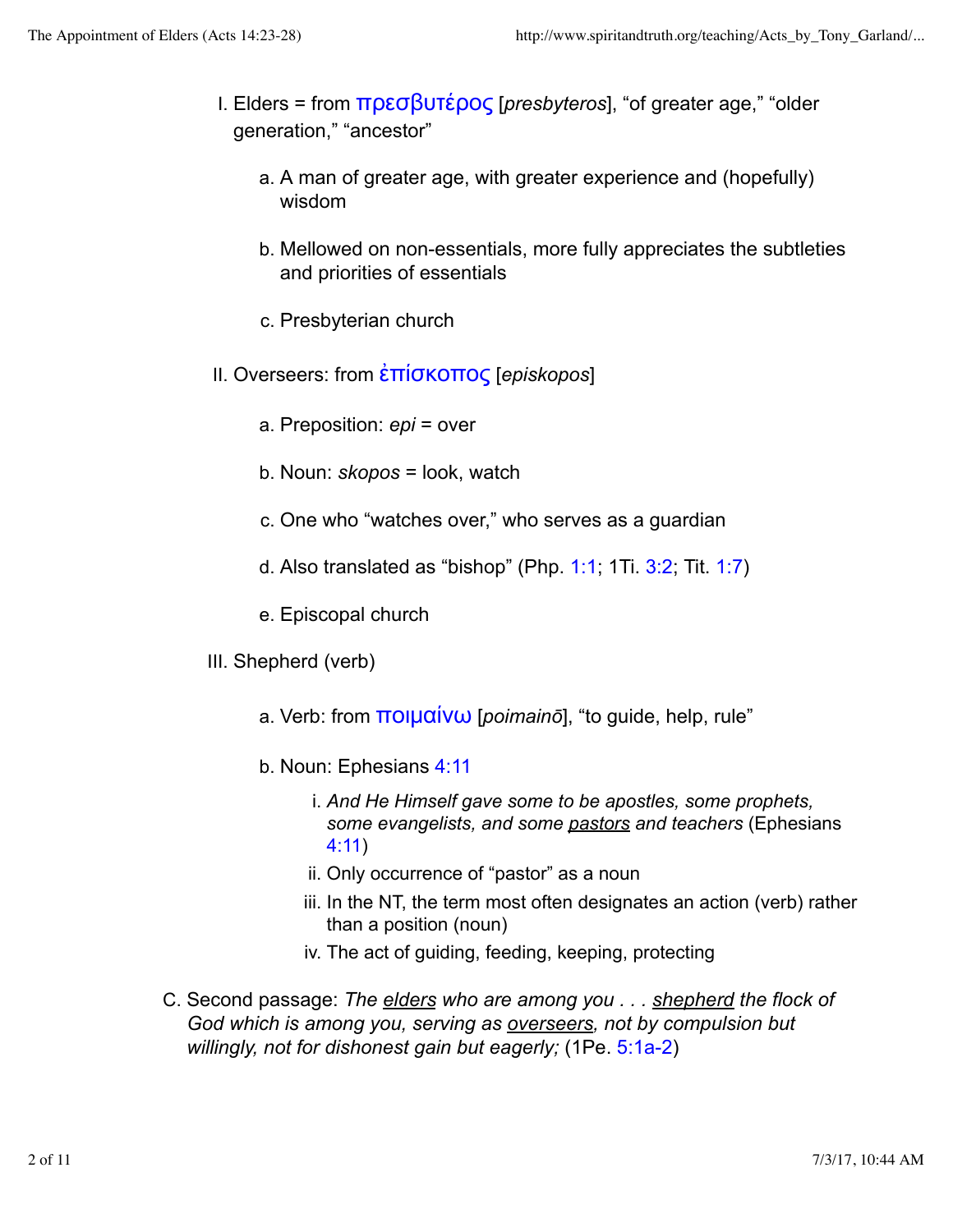1. Elders = from πρεσβυτέρος [*presbyteros*], "of greater age," "older generation," "ancestor"
   1. A man of greater age, with greater experience and (hopefully) wisdom
   2. Mellowed on non-essentials, more fully appreciates the subtleties and priorities of essentials
   3. Presbyterian church
2. Overseers: from ἐπίσκοπος [*episkopos*]
   1. Preposition: *epi* = over
   2. Noun: *skopos* = look, watch
   3. One who "watches over," who serves as a guardian
   4. Also translated as "bishop" (Php. 1:1; 1Ti. 3:2; Tit. 1:7)
   5. Episcopal church
3. Shepherd (verb)
   1. Verb: from ποιμαίνω [*poimainō*], "to guide, help, rule"
   2. Noun: Ephesians 4:11
      1. *And He Himself gave some to be apostles, some prophets, some evangelists, and some* ***pastors*** *and teachers* (Ephesians 4:11)
      2. Only occurrence of "pastor" as a noun
      3. In the NT, the term most often designates an action (verb) rather than a position (noun)
      4. The act of guiding, feeding, keeping, protecting

C. Second passage: *The* ***elders*** *who are among you . . .* ***shepherd*** *the flock of God which is among you, serving as* ***overseers****, not by compulsion but willingly, not for dishonest gain but eagerly;* (1Pe. 5:1a-2)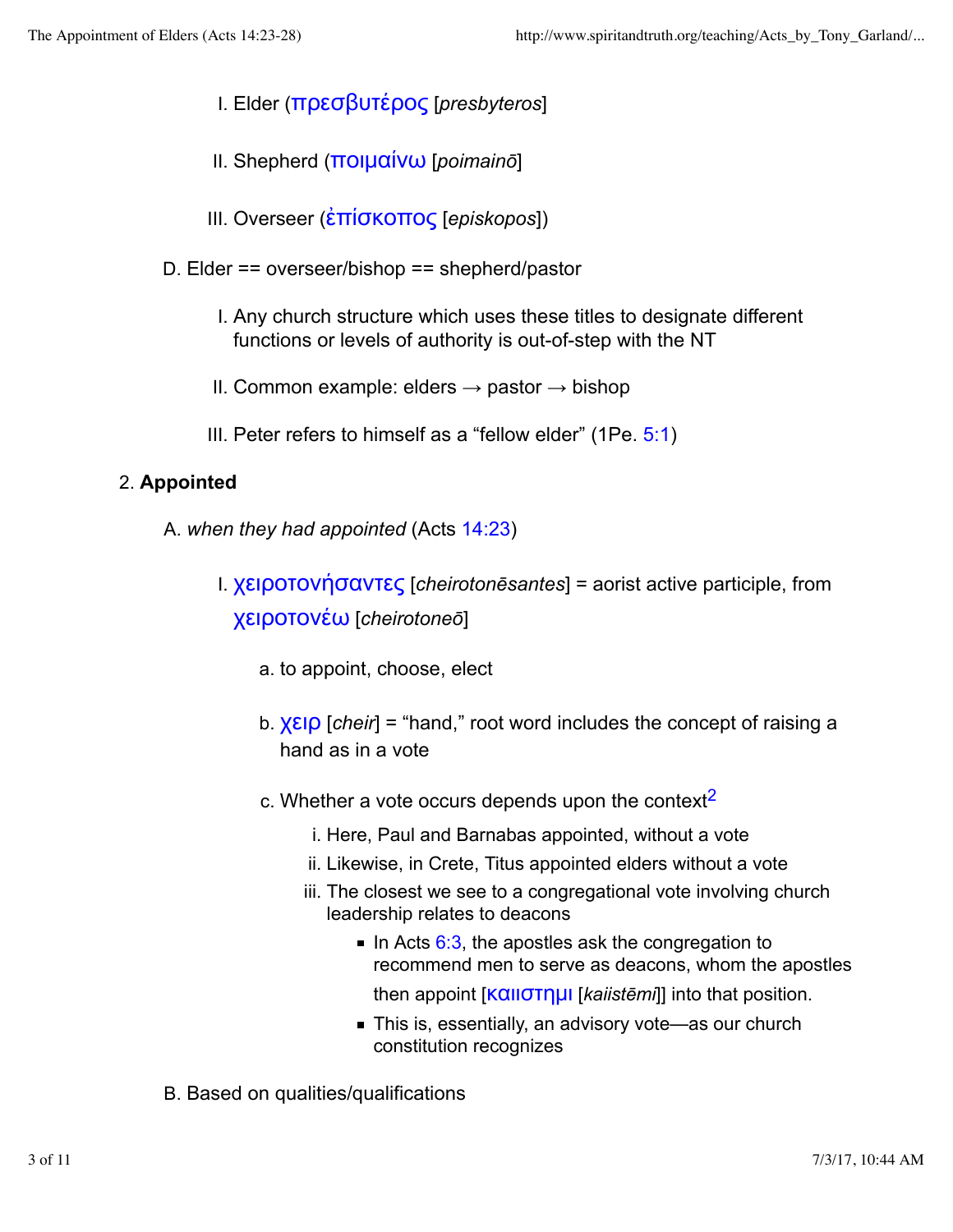I. Elder (πρεσβυτέρος [*presbyteros*]

II. Shepherd (ποιμαίνω [*poimainō*]

III. Overseer (ἐπίσκοπος [*episkopos*])

D. Elder == overseer/bishop == shepherd/pastor

I. Any church structure which uses these titles to designate different functions or levels of authority is out-of-step with the NT

II. Common example: elders → pastor → bishop

III. Peter refers to himself as a “fellow elder” (1Pe. 5:1)

2. **Appointed**

A. *when they had appointed* (Acts 14:23)

I. χειροτονήσαντες [*cheirotonēsantes*] = aorist active participle, from χειροτονέω [*cheirotoneō*]

a. to appoint, choose, elect

b. χειρ [*cheir*] = “hand,” root word includes the concept of raising a hand as in a vote

c. Whether a vote occurs depends upon the context[2]

i. Here, Paul and Barnabas appointed, without a vote

ii. Likewise, in Crete, Titus appointed elders without a vote

iii. The closest we see to a congregational vote involving church leadership relates to deacons

- In Acts 6:3, the apostles ask the congregation to recommend men to serve as deacons, whom the apostles then appoint [καιιστημι [*kaiistēmi*]] into that position.
- This is, essentially, an advisory vote—as our church constitution recognizes

B. Based on qualities/qualifications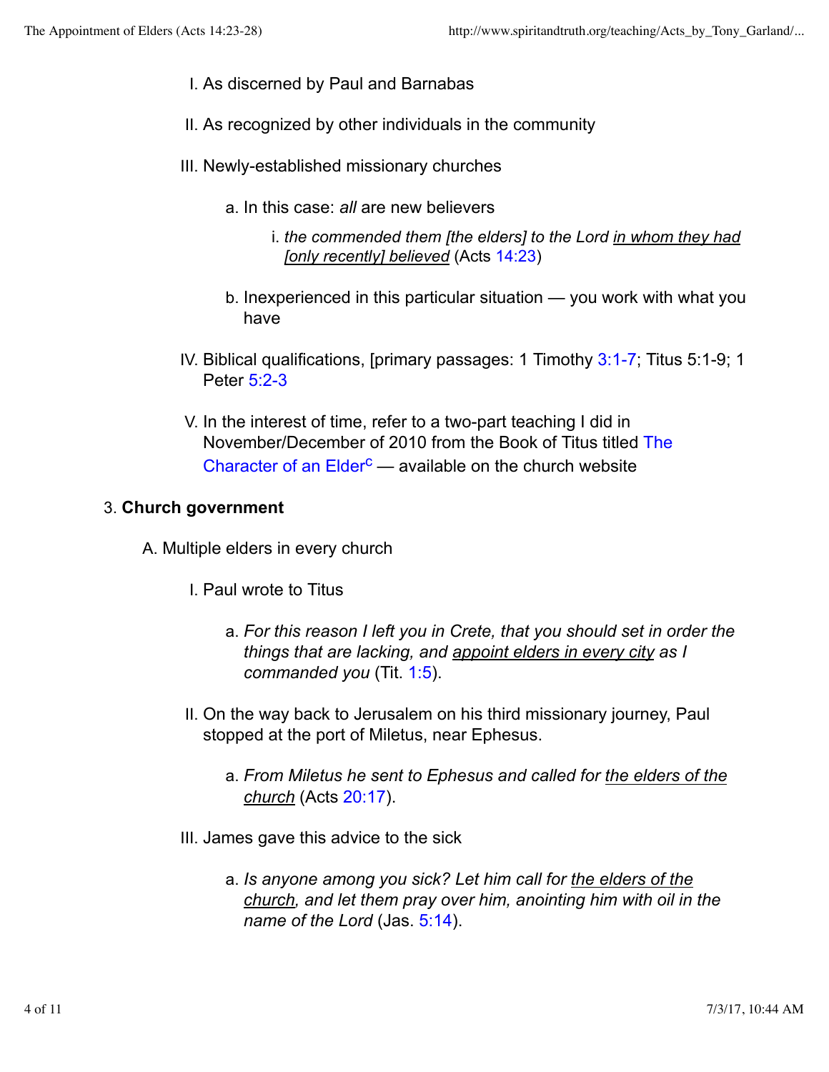I. As discerned by Paul and Barnabas

II. As recognized by other individuals in the community

III. Newly-established missionary churches

   a. In this case: *all* are new believers

      i. *the commended them [the elders] to the Lord <u>in whom they had [only recently] believed</u>* (Acts 14:23)

   b. Inexperienced in this particular situation — you work with what you have

IV. Biblical qualifications, [primary passages: 1 Timothy 3:1-7; Titus 5:1-9; 1 Peter 5:2-3

V. In the interest of time, refer to a two-part teaching I did in November/December of 2010 from the Book of Titus titled The Character of an Elder[c] — available on the church website

### 3. **Church government**

A. Multiple elders in every church

I. Paul wrote to Titus

   a. *For this reason I left you in Crete, that you should set in order the things that are lacking, and <u>appoint elders in every city</u> as I commanded you* (Tit. 1:5).

II. On the way back to Jerusalem on his third missionary journey, Paul stopped at the port of Miletus, near Ephesus.

   a. *From Miletus he sent to Ephesus and called for <u>the elders of the church</u>* (Acts 20:17).

III. James gave this advice to the sick

   a. *Is anyone among you sick? Let him call for <u>the elders of the church</u>, and let them pray over him, anointing him with oil in the name of the Lord* (Jas. 5:14).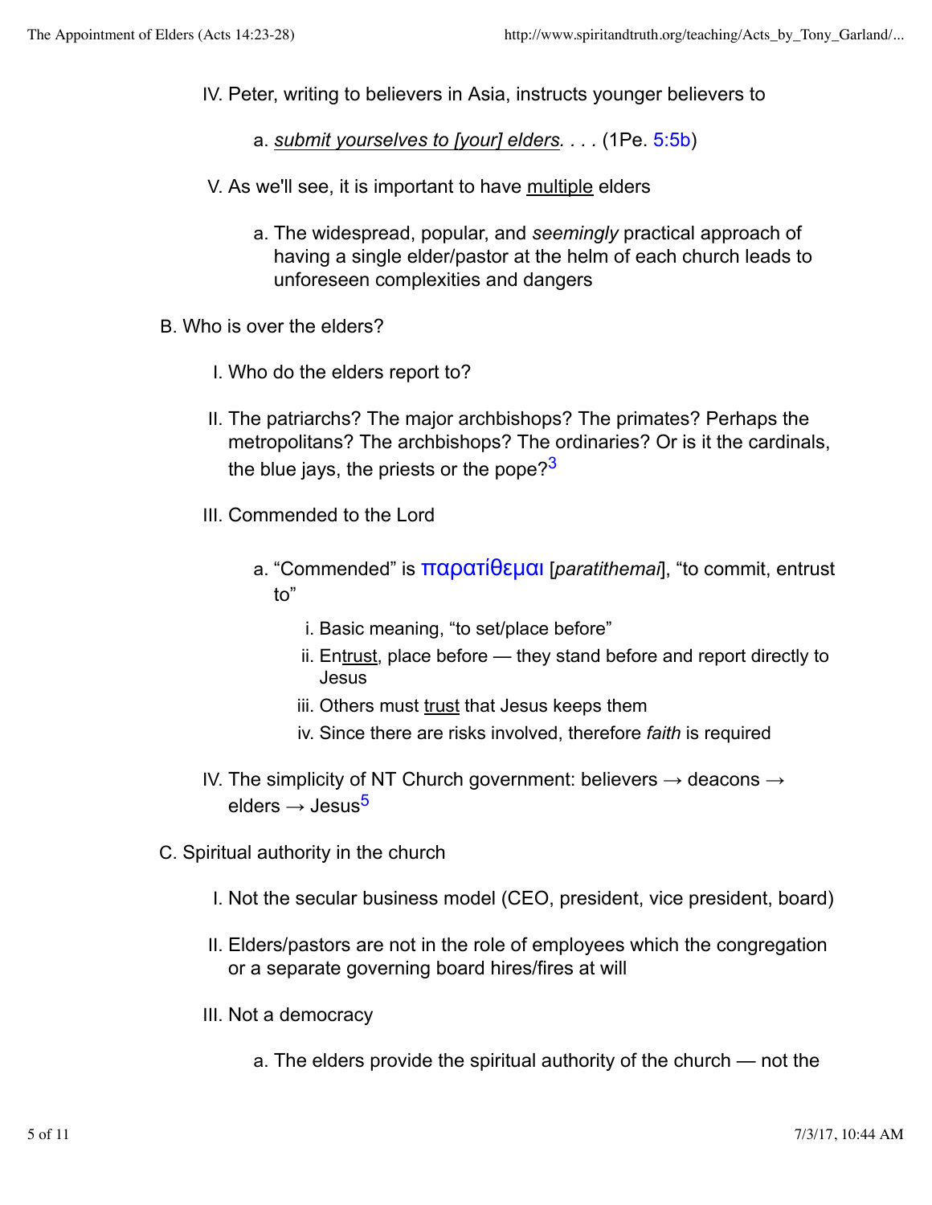IV. Peter, writing to believers in Asia, instructs younger believers to

   a. *submit yourselves to [your] elders. . . .* (1Pe. 5:5b)

V. As we'll see, it is important to have multiple elders

   a. The widespread, popular, and *seemingly* practical approach of having a single elder/pastor at the helm of each church leads to unforeseen complexities and dangers

B. Who is over the elders?

   I. Who do the elders report to?

   II. The patriarchs? The major archbishops? The primates? Perhaps the metropolitans? The archbishops? The ordinaries? Or is it the cardinals, the blue jays, the priests or the pope?[3]

   III. Commended to the Lord

      a. "Commended" is παρατίθεμαι [*paratithemai*], "to commit, entrust to"

         i. Basic meaning, "to set/place before"
         ii. Entrust, place before — they stand before and report directly to Jesus
         iii. Others must trust that Jesus keeps them
         iv. Since there are risks involved, therefore *faith* is required

   IV. The simplicity of NT Church government: believers → deacons → elders → Jesus[5]

C. Spiritual authority in the church

   I. Not the secular business model (CEO, president, vice president, board)

   II. Elders/pastors are not in the role of employees which the congregation or a separate governing board hires/fires at will

   III. Not a democracy

      a. The elders provide the spiritual authority of the church — not the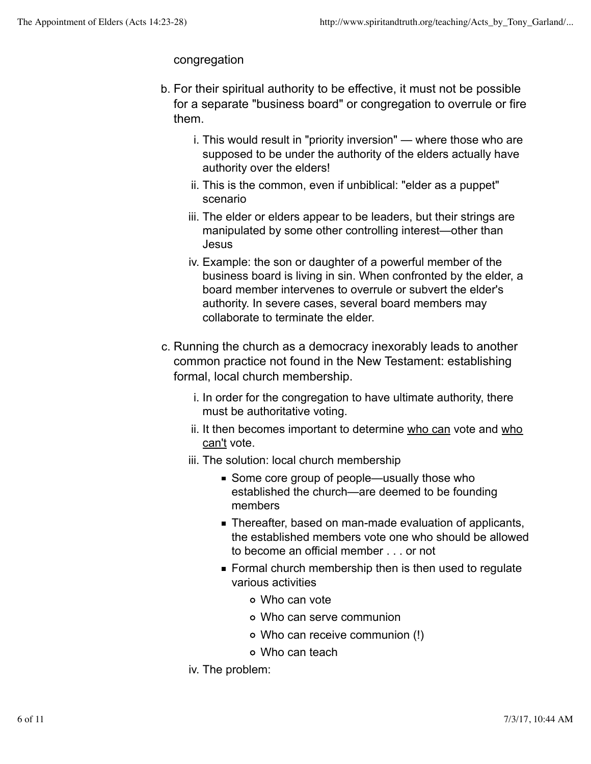congregation

b. For their spiritual authority to be effective, it must not be possible for a separate "business board" or congregation to overrule or fire them.
    i. This would result in "priority inversion" — where those who are supposed to be under the authority of the elders actually have authority over the elders!
    ii. This is the common, even if unbiblical: "elder as a puppet" scenario
    iii. The elder or elders appear to be leaders, but their strings are manipulated by some other controlling interest—other than Jesus
    iv. Example: the son or daughter of a powerful member of the business board is living in sin. When confronted by the elder, a board member intervenes to overrule or subvert the elder's authority. In severe cases, several board members may collaborate to terminate the elder.

c. Running the church as a democracy inexorably leads to another common practice not found in the New Testament: establishing formal, local church membership.
    i. In order for the congregation to have ultimate authority, there must be authoritative voting.
    ii. It then becomes important to determine <u>who can</u> vote and <u>who can't</u> vote.
    iii. The solution: local church membership
        - Some core group of people—usually those who established the church—are deemed to be founding members
        - Thereafter, based on man-made evaluation of applicants, the established members vote one who should be allowed to become an official member . . . or not
        - Formal church membership then is then used to regulate various activities
            - Who can vote
            - Who can serve communion
            - Who can receive communion (!)
            - Who can teach
    iv. The problem: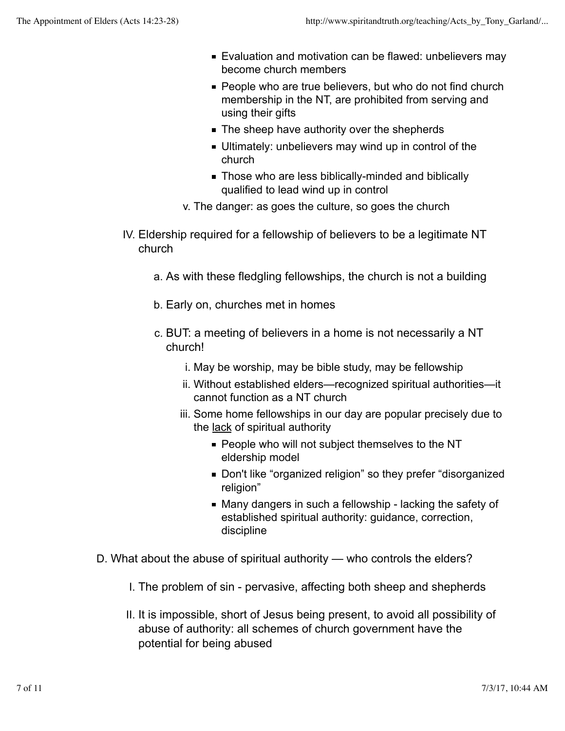- Evaluation and motivation can be flawed: unbelievers may become church members
- People who are true believers, but who do not find church membership in the NT, are prohibited from serving and using their gifts
- The sheep have authority over the shepherds
- Ultimately: unbelievers may wind up in control of the church
- Those who are less biblically-minded and biblically qualified to lead wind up in control

v. The danger: as goes the culture, so goes the church

IV. Eldership required for a fellowship of believers to be a legitimate NT church

a. As with these fledgling fellowships, the church is not a building

b. Early on, churches met in homes

c. BUT: a meeting of believers in a home is not necessarily a NT church!

i. May be worship, may be bible study, may be fellowship

ii. Without established elders—recognized spiritual authorities—it cannot function as a NT church

iii. Some home fellowships in our day are popular precisely due to the <u>lack</u> of spiritual authority

- People who will not subject themselves to the NT eldership model
- Don't like “organized religion” so they prefer “disorganized religion”
- Many dangers in such a fellowship - lacking the safety of established spiritual authority: guidance, correction, discipline

D. What about the abuse of spiritual authority — who controls the elders?

I. The problem of sin - pervasive, affecting both sheep and shepherds

II. It is impossible, short of Jesus being present, to avoid all possibility of abuse of authority: all schemes of church government have the potential for being abused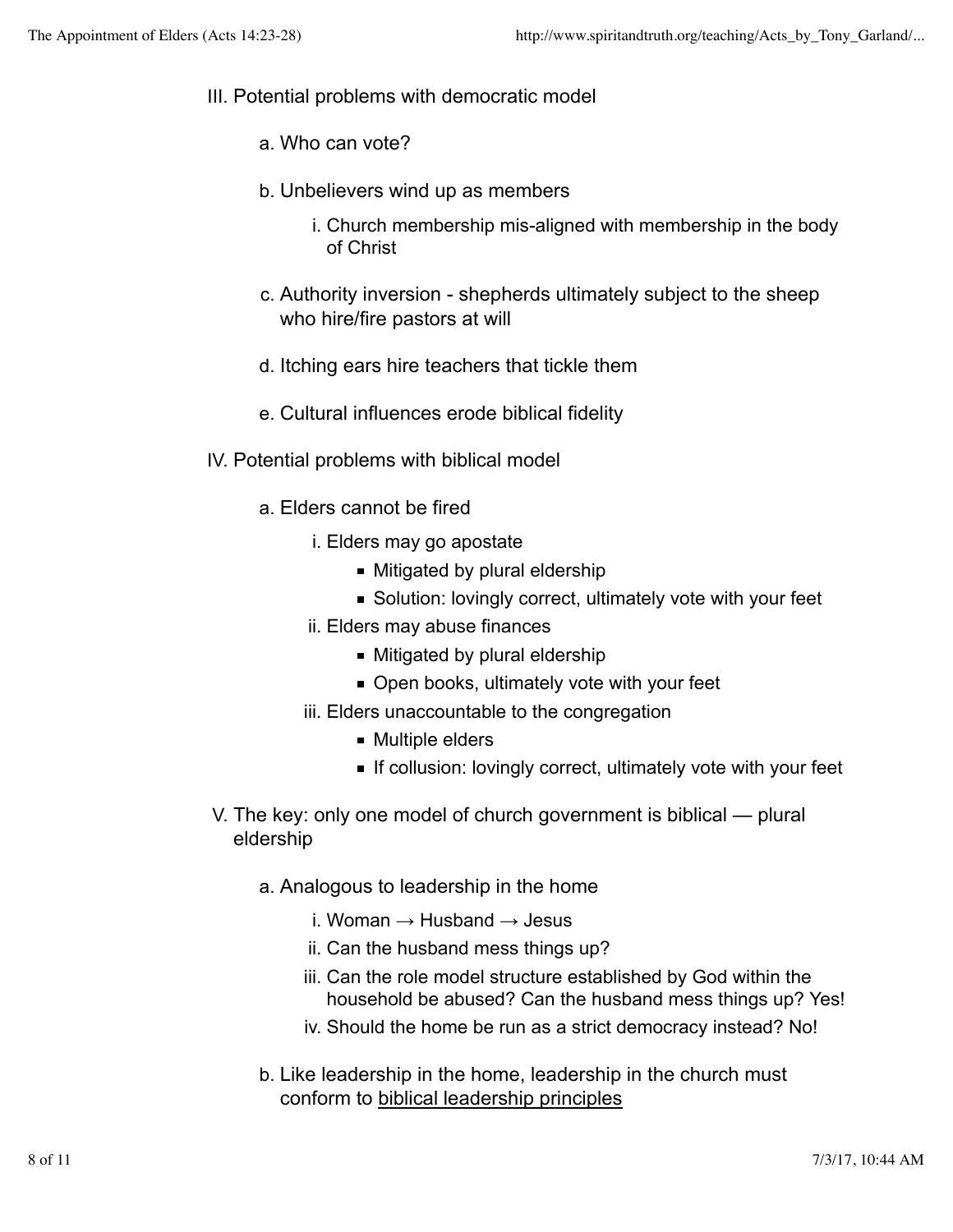III. Potential problems with democratic model

   a. Who can vote?

   b. Unbelievers wind up as members

      i. Church membership mis-aligned with membership in the body of Christ

   c. Authority inversion - shepherds ultimately subject to the sheep who hire/fire pastors at will

   d. Itching ears hire teachers that tickle them

   e. Cultural influences erode biblical fidelity

IV. Potential problems with biblical model

   a. Elders cannot be fired

      i. Elders may go apostate
         - Mitigated by plural eldership
         - Solution: lovingly correct, ultimately vote with your feet

      ii. Elders may abuse finances
         - Mitigated by plural eldership
         - Open books, ultimately vote with your feet

      iii. Elders unaccountable to the congregation
         - Multiple elders
         - If collusion: lovingly correct, ultimately vote with your feet

V. The key: only one model of church government is biblical — plural eldership

   a. Analogous to leadership in the home

      i. Woman → Husband → Jesus

      ii. Can the husband mess things up?

      iii. Can the role model structure established by God within the household be abused? Can the husband mess things up? Yes!

      iv. Should the home be run as a strict democracy instead? No!

   b. Like leadership in the home, leadership in the church must conform to biblical leadership principles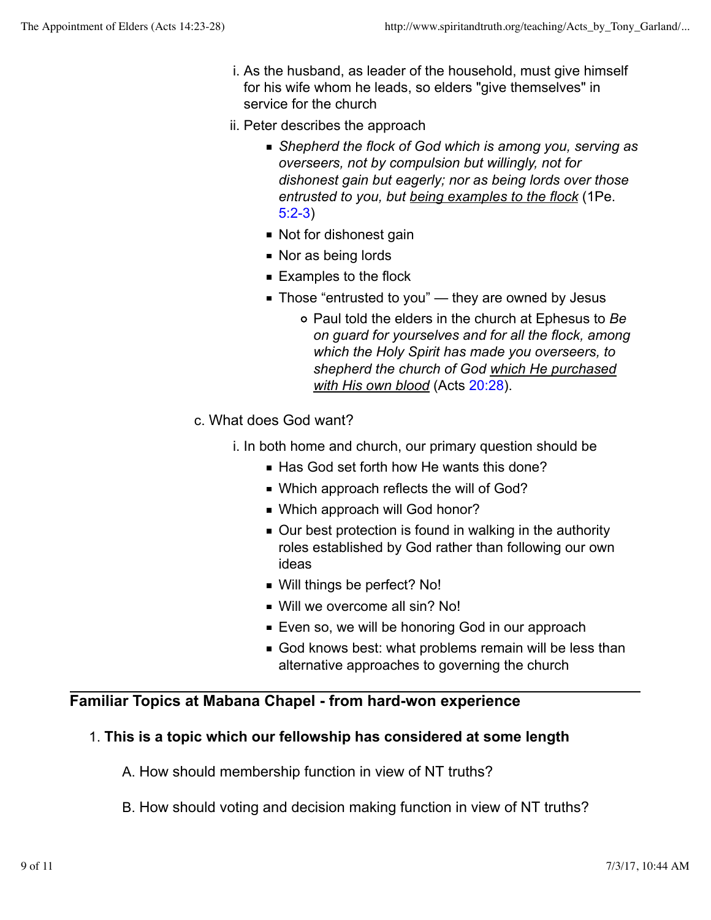i. As the husband, as leader of the household, must give himself for his wife whom he leads, so elders "give themselves" in service for the church

ii. Peter describes the approach

- *Shepherd the flock of God which is among you, serving as overseers, not by compulsion but willingly, not for dishonest gain but eagerly; nor as being lords over those entrusted to you, but* <u>*being examples to the flock*</u> (1Pe. 5:2-3)
- Not for dishonest gain
- Nor as being lords
- Examples to the flock
- Those “entrusted to you” — they are owned by Jesus
    - Paul told the elders in the church at Ephesus to *Be on guard for yourselves and for all the flock, among which the Holy Spirit has made you overseers, to shepherd the church of God* <u>*which He purchased with His own blood*</u> (Acts 20:28).

c. What does God want?

i. In both home and church, our primary question should be

- Has God set forth how He wants this done?
- Which approach reflects the will of God?
- Which approach will God honor?
- Our best protection is found in walking in the authority roles established by God rather than following our own ideas
- Will things be perfect? No!
- Will we overcome all sin? No!
- Even so, we will be honoring God in our approach
- God knows best: what problems remain will be less than alternative approaches to governing the church

---

## Familiar Topics at Mabana Chapel - from hard-won experience

1. **This is a topic which our fellowship has considered at some length**

    A. How should membership function in view of NT truths?

    B. How should voting and decision making function in view of NT truths?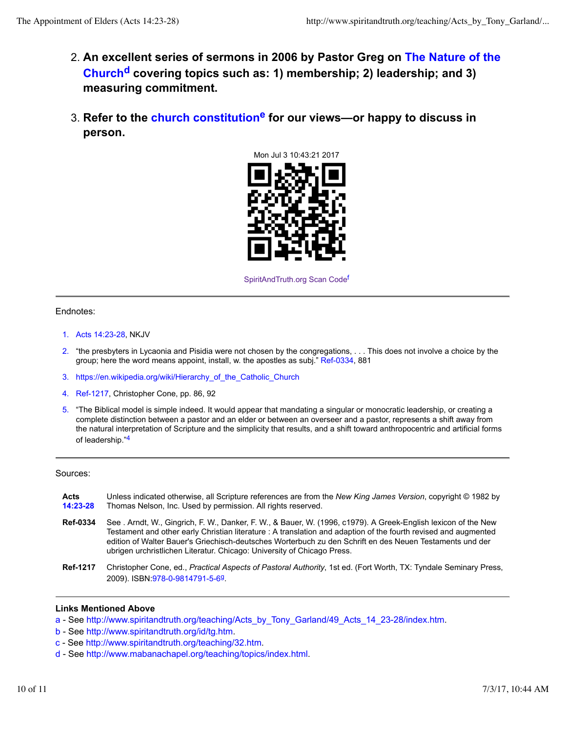2. **An excellent series of sermons in 2006 by Pastor Greg on The Nature of the Church[d] covering topics such as: 1) membership; 2) leadership; and 3) measuring commitment.**

3. **Refer to the church constitution[e] for our views—or happy to discuss in person.**

Mon Jul 3 10:43:21 2017

SpiritAndTruth.org Scan Code[f]

---

Endnotes:

1. Acts 14:23-28, NKJV
2. "the presbyters in Lycaonia and Pisidia were not chosen by the congregations, . . . This does not involve a choice by the group; here the word means appoint, install, w. the apostles as subj." Ref-0334, 881
3. https://en.wikipedia.org/wiki/Hierarchy_of_the_Catholic_Church
4. Ref-1217, Christopher Cone, pp. 86, 92
5. "The Biblical model is simple indeed. It would appear that mandating a singular or monocratic leadership, or creating a complete distinction between a pastor and an elder or between an overseer and a pastor, represents a shift away from the natural interpretation of Scripture and the simplicity that results, and a shift toward anthropocentric and artificial forms of leadership."[4]

---

Sources:

**Acts 14:23-28** Unless indicated otherwise, all Scripture references are from the *New King James Version*, copyright © 1982 by Thomas Nelson, Inc. Used by permission. All rights reserved.

**Ref-0334** See . Arndt, W., Gingrich, F. W., Danker, F. W., & Bauer, W. (1996, c1979). A Greek-English lexicon of the New Testament and other early Christian literature : A translation and adaption of the fourth revised and augmented edition of Walter Bauer's Griechisch-deutsches Worterbuch zu den Schrift en des Neuen Testaments und der ubrigen urchristlichen Literatur. Chicago: University of Chicago Press.

**Ref-1217** Christopher Cone, ed., *Practical Aspects of Pastoral Authority*, 1st ed. (Fort Worth, TX: Tyndale Seminary Press, 2009). ISBN:978-0-9814791-5-6[g].

---

**Links Mentioned Above**

a - See http://www.spiritandtruth.org/teaching/Acts_by_Tony_Garland/49_Acts_14_23-28/index.htm.
b - See http://www.spiritandtruth.org/id/tg.htm.
c - See http://www.spiritandtruth.org/teaching/32.htm.
d - See http://www.mabanachapel.org/teaching/topics/index.html.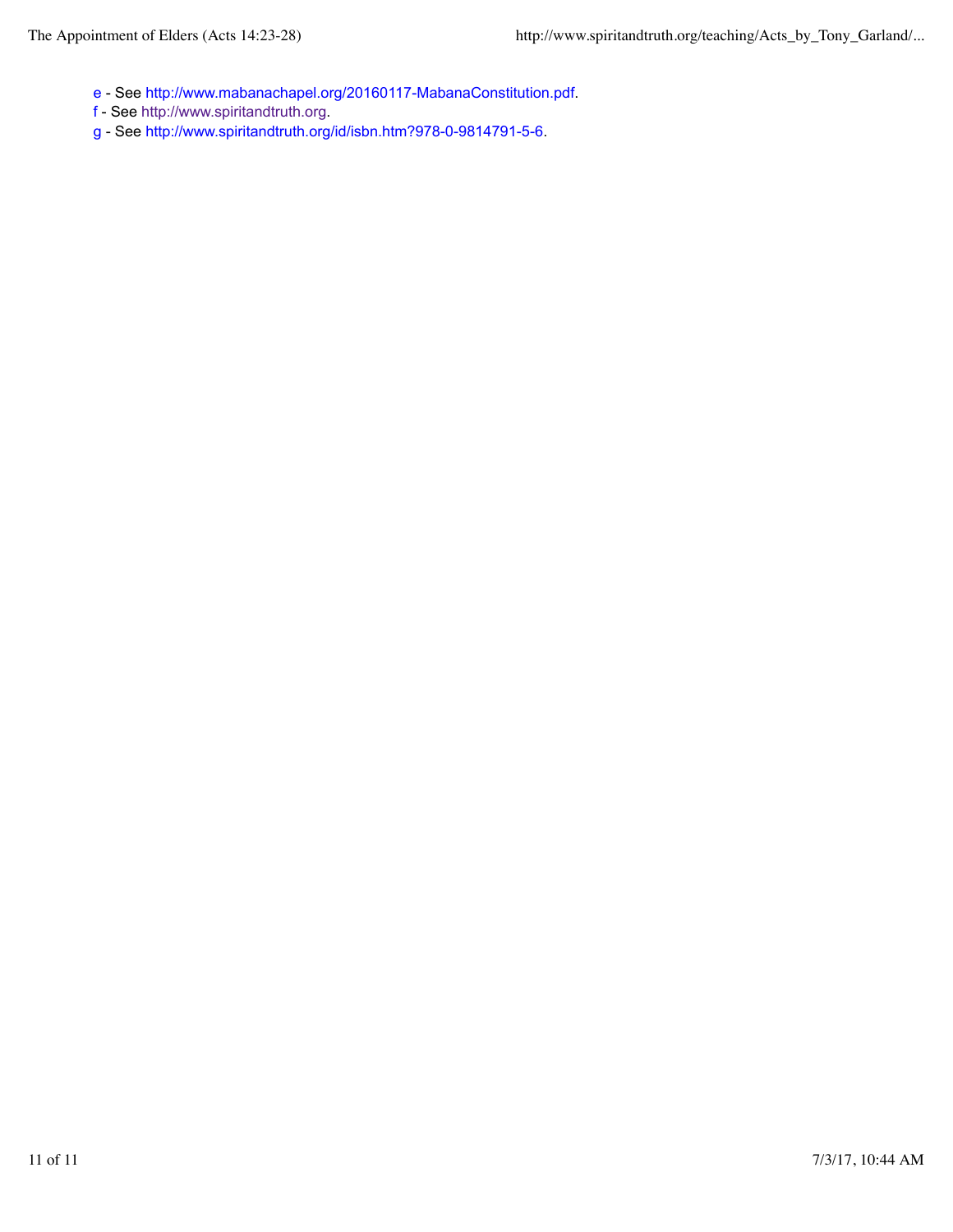- e - See http://www.mabanachapel.org/20160117-MabanaConstitution.pdf.
- f - See http://www.spiritandtruth.org.
- g - See http://www.spiritandtruth.org/id/isbn.htm?978-0-9814791-5-6.